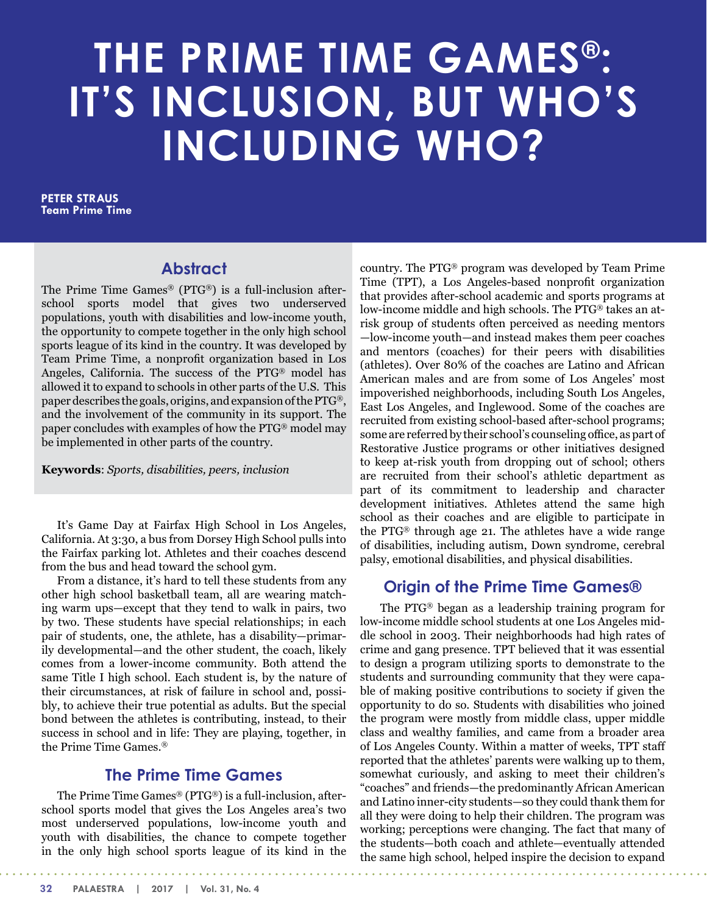# THE PRIME TIME GAMES®: IT'S INCLUSION, BUT WHO'S INCLUDING WHO?

**PETER STRAUS**
**Team Prime Time**

## Abstract

The Prime Time Games® (PTG®) is a full-inclusion after-school sports model that gives two underserved populations, youth with disabilities and low-income youth, the opportunity to compete together in the only high school sports league of its kind in the country. It was developed by Team Prime Time, a nonprofit organization based in Los Angeles, California. The success of the PTG® model has allowed it to expand to schools in other parts of the U.S. This paper describes the goals, origins, and expansion of the PTG®, and the involvement of the community in its support. The paper concludes with examples of how the PTG® model may be implemented in other parts of the country.

**Keywords**: *Sports, disabilities, peers, inclusion*

It's Game Day at Fairfax High School in Los Angeles, California. At 3:30, a bus from Dorsey High School pulls into the Fairfax parking lot. Athletes and their coaches descend from the bus and head toward the school gym.

From a distance, it's hard to tell these students from any other high school basketball team, all are wearing matching warm ups—except that they tend to walk in pairs, two by two. These students have special relationships; in each pair of students, one, the athlete, has a disability—primarily developmental—and the other student, the coach, likely comes from a lower-income community. Both attend the same Title I high school. Each student is, by the nature of their circumstances, at risk of failure in school and, possibly, to achieve their true potential as adults. But the special bond between the athletes is contributing, instead, to their success in school and in life: They are playing, together, in the Prime Time Games.®

## The Prime Time Games

The Prime Time Games® (PTG®) is a full-inclusion, after-school sports model that gives the Los Angeles area's two most underserved populations, low-income youth and youth with disabilities, the chance to compete together in the only high school sports league of its kind in the country. The PTG® program was developed by Team Prime Time (TPT), a Los Angeles-based nonprofit organization that provides after-school academic and sports programs at low-income middle and high schools. The PTG® takes an at-risk group of students often perceived as needing mentors—low-income youth—and instead makes them peer coaches and mentors (coaches) for their peers with disabilities (athletes). Over 80% of the coaches are Latino and African American males and are from some of Los Angeles' most impoverished neighborhoods, including South Los Angeles, East Los Angeles, and Inglewood. Some of the coaches are recruited from existing school-based after-school programs; some are referred by their school's counseling office, as part of Restorative Justice programs or other initiatives designed to keep at-risk youth from dropping out of school; others are recruited from their school's athletic department as part of its commitment to leadership and character development initiatives. Athletes attend the same high school as their coaches and are eligible to participate in the PTG® through age 21. The athletes have a wide range of disabilities, including autism, Down syndrome, cerebral palsy, emotional disabilities, and physical disabilities.

## Origin of the Prime Time Games®

The PTG® began as a leadership training program for low-income middle school students at one Los Angeles middle school in 2003. Their neighborhoods had high rates of crime and gang presence. TPT believed that it was essential to design a program utilizing sports to demonstrate to the students and surrounding community that they were capable of making positive contributions to society if given the opportunity to do so. Students with disabilities who joined the program were mostly from middle class, upper middle class and wealthy families, and came from a broader area of Los Angeles County. Within a matter of weeks, TPT staff reported that the athletes' parents were walking up to them, somewhat curiously, and asking to meet their children's "coaches" and friends—the predominantly African American and Latino inner-city students—so they could thank them for all they were doing to help their children. The program was working; perceptions were changing. The fact that many of the students—both coach and athlete—eventually attended the same high school, helped inspire the decision to expand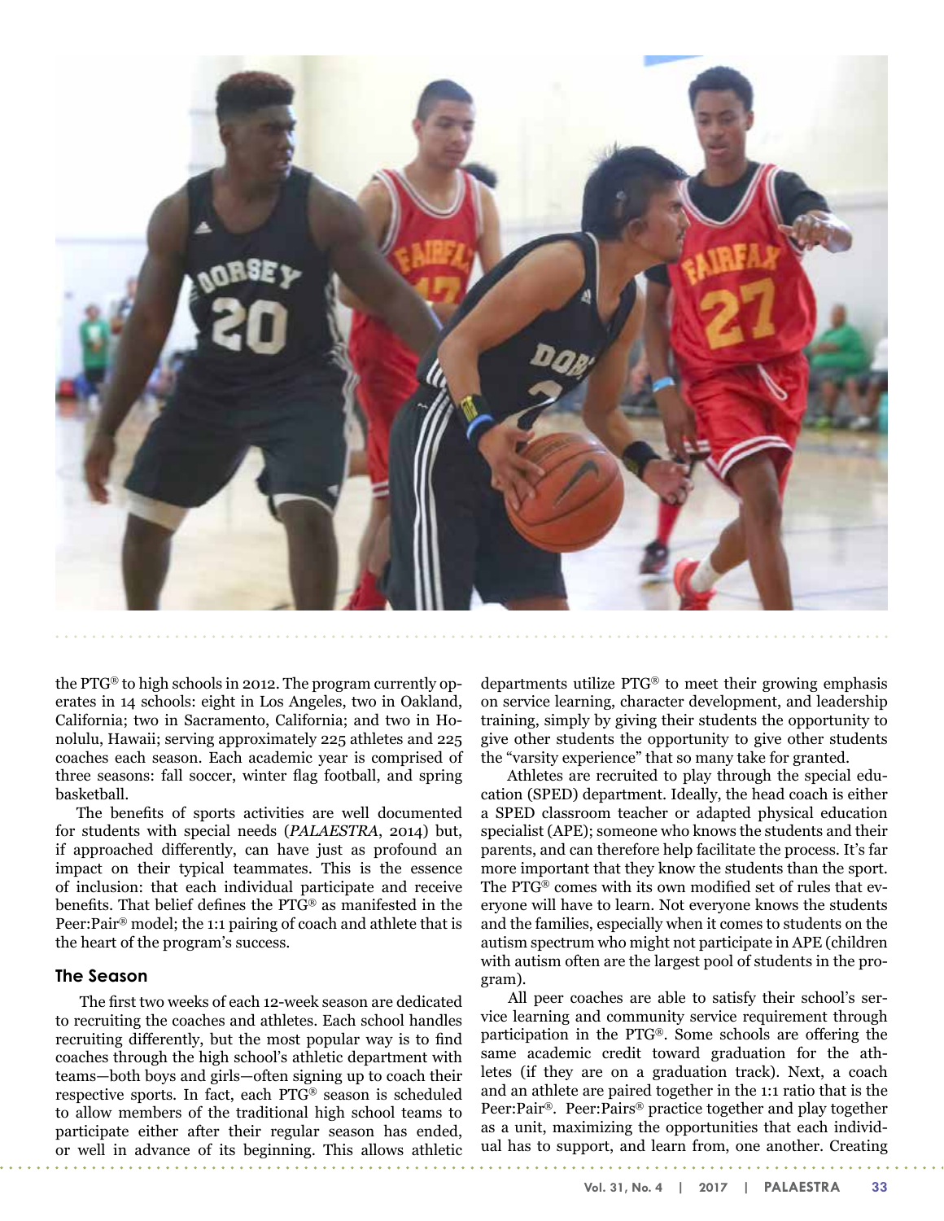the PTG® to high schools in 2012. The program currently operates in 14 schools: eight in Los Angeles, two in Oakland, California; two in Sacramento, California; and two in Honolulu, Hawaii; serving approximately 225 athletes and 225 coaches each season. Each academic year is comprised of three seasons: fall soccer, winter flag football, and spring basketball.

The benefits of sports activities are well documented for students with special needs (*PALAESTRA*, 2014) but, if approached differently, can have just as profound an impact on their typical teammates. This is the essence of inclusion: that each individual participate and receive benefits. That belief defines the PTG® as manifested in the Peer:Pair® model; the 1:1 pairing of coach and athlete that is the heart of the program's success.

## The Season

The first two weeks of each 12-week season are dedicated to recruiting the coaches and athletes. Each school handles recruiting differently, but the most popular way is to find coaches through the high school's athletic department with teams—both boys and girls—often signing up to coach their respective sports. In fact, each PTG® season is scheduled to allow members of the traditional high school teams to participate either after their regular season has ended, or well in advance of its beginning. This allows athletic departments utilize PTG® to meet their growing emphasis on service learning, character development, and leadership training, simply by giving their students the opportunity to give other students the opportunity to give other students the "varsity experience" that so many take for granted.

Athletes are recruited to play through the special education (SPED) department. Ideally, the head coach is either a SPED classroom teacher or adapted physical education specialist (APE); someone who knows the students and their parents, and can therefore help facilitate the process. It's far more important that they know the students than the sport. The PTG® comes with its own modified set of rules that everyone will have to learn. Not everyone knows the students and the families, especially when it comes to students on the autism spectrum who might not participate in APE (children with autism often are the largest pool of students in the program).

All peer coaches are able to satisfy their school's service learning and community service requirement through participation in the PTG®. Some schools are offering the same academic credit toward graduation for the athletes (if they are on a graduation track). Next, a coach and an athlete are paired together in the 1:1 ratio that is the Peer:Pair®. Peer:Pairs® practice together and play together as a unit, maximizing the opportunities that each individual has to support, and learn from, one another. Creating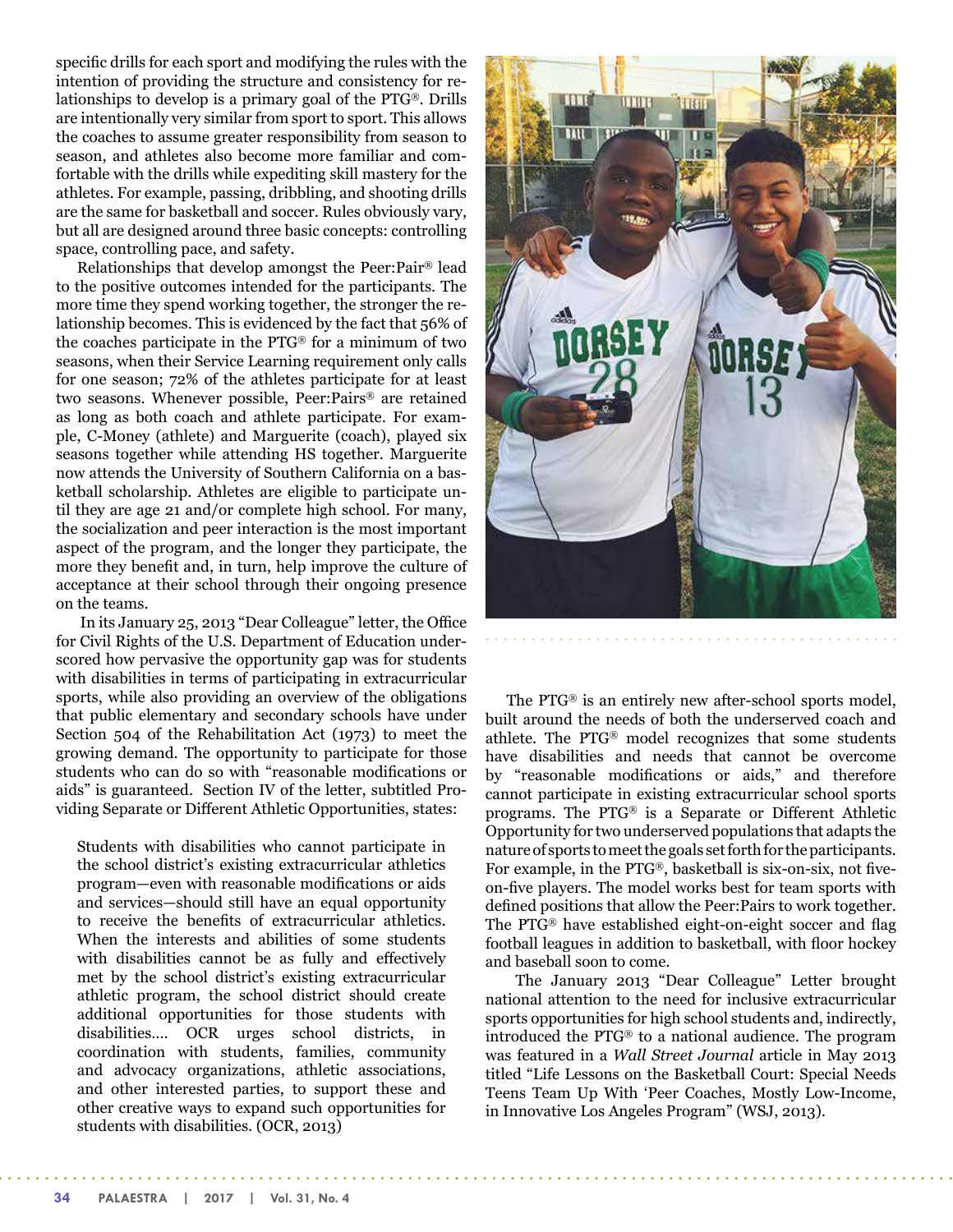specific drills for each sport and modifying the rules with the intention of providing the structure and consistency for relationships to develop is a primary goal of the PTG®. Drills are intentionally very similar from sport to sport. This allows the coaches to assume greater responsibility from season to season, and athletes also become more familiar and comfortable with the drills while expediting skill mastery for the athletes. For example, passing, dribbling, and shooting drills are the same for basketball and soccer. Rules obviously vary, but all are designed around three basic concepts: controlling space, controlling pace, and safety.

Relationships that develop amongst the Peer:Pair® lead to the positive outcomes intended for the participants. The more time they spend working together, the stronger the relationship becomes. This is evidenced by the fact that 56% of the coaches participate in the PTG® for a minimum of two seasons, when their Service Learning requirement only calls for one season; 72% of the athletes participate for at least two seasons. Whenever possible, Peer:Pairs® are retained as long as both coach and athlete participate. For example, C-Money (athlete) and Marguerite (coach), played six seasons together while attending HS together. Marguerite now attends the University of Southern California on a basketball scholarship. Athletes are eligible to participate until they are age 21 and/or complete high school. For many, the socialization and peer interaction is the most important aspect of the program, and the longer they participate, the more they benefit and, in turn, help improve the culture of acceptance at their school through their ongoing presence on the teams.

In its January 25, 2013 "Dear Colleague" letter, the Office for Civil Rights of the U.S. Department of Education underscored how pervasive the opportunity gap was for students with disabilities in terms of participating in extracurricular sports, while also providing an overview of the obligations that public elementary and secondary schools have under Section 504 of the Rehabilitation Act (1973) to meet the growing demand. The opportunity to participate for those students who can do so with "reasonable modifications or aids" is guaranteed. Section IV of the letter, subtitled Providing Separate or Different Athletic Opportunities, states:

> Students with disabilities who cannot participate in the school district's existing extracurricular athletics program—even with reasonable modifications or aids and services—should still have an equal opportunity to receive the benefits of extracurricular athletics. When the interests and abilities of some students with disabilities cannot be as fully and effectively met by the school district's existing extracurricular athletic program, the school district should create additional opportunities for those students with disabilities.... OCR urges school districts, in coordination with students, families, community and advocacy organizations, athletic associations, and other interested parties, to support these and other creative ways to expand such opportunities for students with disabilities. (OCR, 2013)

The PTG® is an entirely new after-school sports model, built around the needs of both the underserved coach and athlete. The PTG® model recognizes that some students have disabilities and needs that cannot be overcome by "reasonable modifications or aids," and therefore cannot participate in existing extracurricular school sports programs. The PTG® is a Separate or Different Athletic Opportunity for two underserved populations that adapts the nature of sports to meet the goals set forth for the participants. For example, in the PTG®, basketball is six-on-six, not five-on-five players. The model works best for team sports with defined positions that allow the Peer:Pairs to work together. The PTG® have established eight-on-eight soccer and flag football leagues in addition to basketball, with floor hockey and baseball soon to come.

The January 2013 "Dear Colleague" Letter brought national attention to the need for inclusive extracurricular sports opportunities for high school students and, indirectly, introduced the PTG® to a national audience. The program was featured in a *Wall Street Journal* article in May 2013 titled "Life Lessons on the Basketball Court: Special Needs Teens Team Up With 'Peer Coaches, Mostly Low-Income, in Innovative Los Angeles Program" (WSJ, 2013).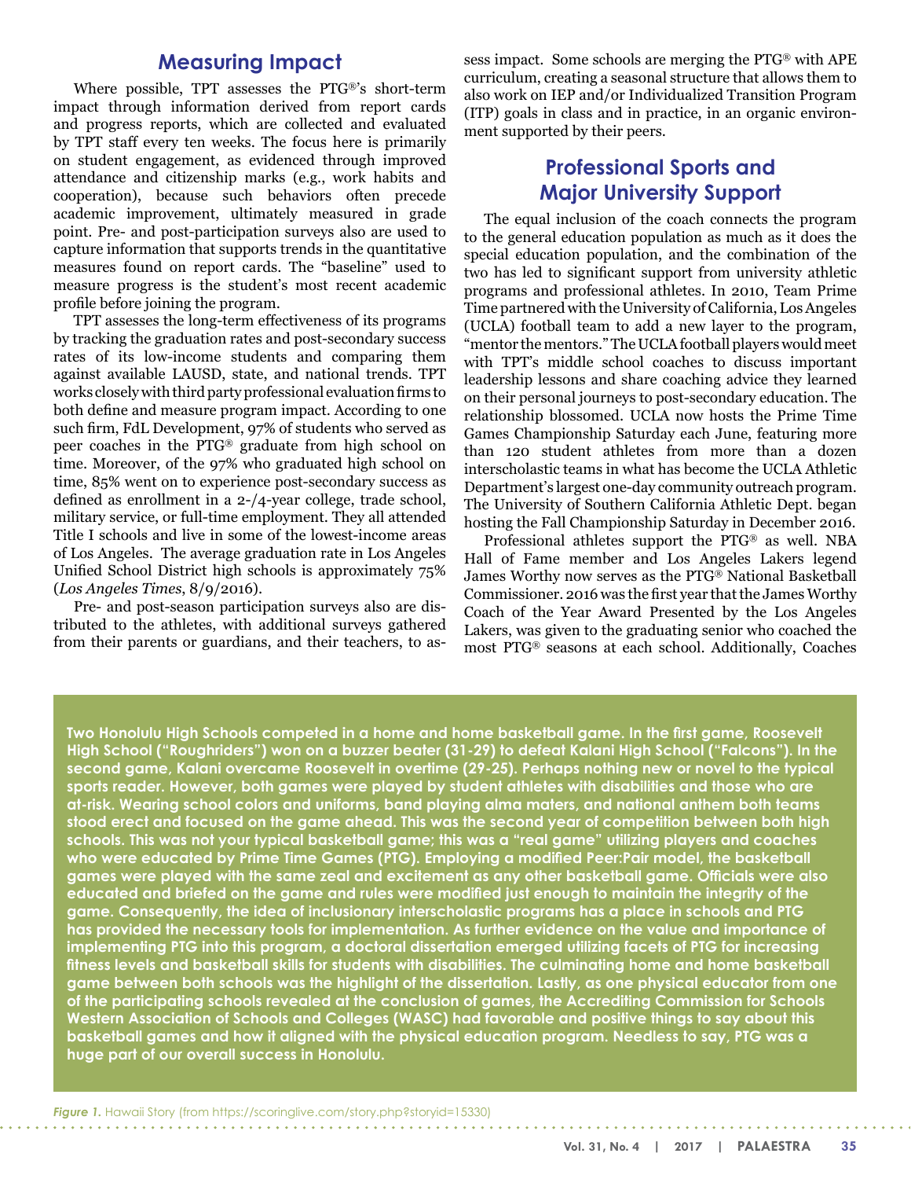## Measuring Impact

Where possible, TPT assesses the PTG®'s short-term impact through information derived from report cards and progress reports, which are collected and evaluated by TPT staff every ten weeks. The focus here is primarily on student engagement, as evidenced through improved attendance and citizenship marks (e.g., work habits and cooperation), because such behaviors often precede academic improvement, ultimately measured in grade point. Pre- and post-participation surveys also are used to capture information that supports trends in the quantitative measures found on report cards. The "baseline" used to measure progress is the student's most recent academic profile before joining the program.

TPT assesses the long-term effectiveness of its programs by tracking the graduation rates and post-secondary success rates of its low-income students and comparing them against available LAUSD, state, and national trends. TPT works closely with third party professional evaluation firms to both define and measure program impact. According to one such firm, FdL Development, 97% of students who served as peer coaches in the PTG® graduate from high school on time. Moreover, of the 97% who graduated high school on time, 85% went on to experience post-secondary success as defined as enrollment in a 2-/4-year college, trade school, military service, or full-time employment. They all attended Title I schools and live in some of the lowest-income areas of Los Angeles. The average graduation rate in Los Angeles Unified School District high schools is approximately 75% (*Los Angeles Times*, 8/9/2016).

Pre- and post-season participation surveys also are distributed to the athletes, with additional surveys gathered from their parents or guardians, and their teachers, to assess impact. Some schools are merging the PTG® with APE curriculum, creating a seasonal structure that allows them to also work on IEP and/or Individualized Transition Program (ITP) goals in class and in practice, in an organic environment supported by their peers.

## Professional Sports and Major University Support

The equal inclusion of the coach connects the program to the general education population as much as it does the special education population, and the combination of the two has led to significant support from university athletic programs and professional athletes. In 2010, Team Prime Time partnered with the University of California, Los Angeles (UCLA) football team to add a new layer to the program, "mentor the mentors." The UCLA football players would meet with TPT's middle school coaches to discuss important leadership lessons and share coaching advice they learned on their personal journeys to post-secondary education. The relationship blossomed. UCLA now hosts the Prime Time Games Championship Saturday each June, featuring more than 120 student athletes from more than a dozen interscholastic teams in what has become the UCLA Athletic Department's largest one-day community outreach program. The University of Southern California Athletic Dept. began hosting the Fall Championship Saturday in December 2016.

Professional athletes support the PTG® as well. NBA Hall of Fame member and Los Angeles Lakers legend James Worthy now serves as the PTG® National Basketball Commissioner. 2016 was the first year that the James Worthy Coach of the Year Award Presented by the Los Angeles Lakers, was given to the graduating senior who coached the most PTG® seasons at each school. Additionally, Coaches

**Two Honolulu High Schools competed in a home and home basketball game. In the first game, Roosevelt High School ("Roughriders") won on a buzzer beater (31-29) to defeat Kalani High School ("Falcons"). In the second game, Kalani overcame Roosevelt in overtime (29-25). Perhaps nothing new or novel to the typical sports reader. However, both games were played by student athletes with disabilities and those who are at-risk. Wearing school colors and uniforms, band playing alma maters, and national anthem both teams stood erect and focused on the game ahead. This was the second year of competition between both high schools. This was not your typical basketball game; this was a "real game" utilizing players and coaches who were educated by Prime Time Games (PTG). Employing a modified Peer:Pair model, the basketball games were played with the same zeal and excitement as any other basketball game. Officials were also educated and briefed on the game and rules were modified just enough to maintain the integrity of the game. Consequently, the idea of inclusionary interscholastic programs has a place in schools and PTG has provided the necessary tools for implementation. As further evidence on the value and importance of implementing PTG into this program, a doctoral dissertation emerged utilizing facets of PTG for increasing fitness levels and basketball skills for students with disabilities. The culminating home and home basketball game between both schools was the highlight of the dissertation. Lastly, as one physical educator from one of the participating schools revealed at the conclusion of games, the Accrediting Commission for Schools Western Association of Schools and Colleges (WASC) had favorable and positive things to say about this basketball games and how it aligned with the physical education program. Needless to say, PTG was a huge part of our overall success in Honolulu.**

***Figure 1.*** Hawaii Story (from https://scoringlive.com/story.php?storyid=15330)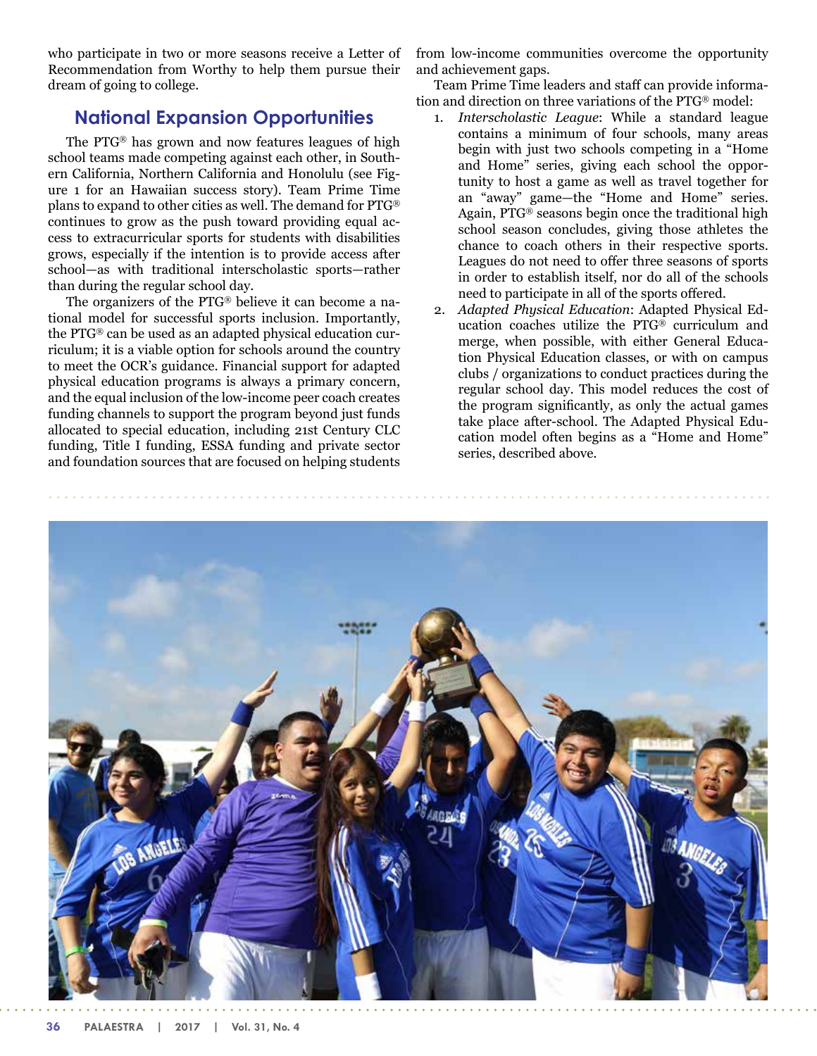who participate in two or more seasons receive a Letter of Recommendation from Worthy to help them pursue their dream of going to college.

## National Expansion Opportunities

The PTG® has grown and now features leagues of high school teams made competing against each other, in Southern California, Northern California and Honolulu (see Figure 1 for an Hawaiian success story). Team Prime Time plans to expand to other cities as well. The demand for PTG® continues to grow as the push toward providing equal access to extracurricular sports for students with disabilities grows, especially if the intention is to provide access after school—as with traditional interscholastic sports—rather than during the regular school day.

The organizers of the PTG® believe it can become a national model for successful sports inclusion. Importantly, the PTG® can be used as an adapted physical education curriculum; it is a viable option for schools around the country to meet the OCR's guidance. Financial support for adapted physical education programs is always a primary concern, and the equal inclusion of the low-income peer coach creates funding channels to support the program beyond just funds allocated to special education, including 21st Century CLC funding, Title I funding, ESSA funding and private sector and foundation sources that are focused on helping students from low-income communities overcome the opportunity and achievement gaps.

Team Prime Time leaders and staff can provide information and direction on three variations of the PTG® model:

1. *Interscholastic League*: While a standard league contains a minimum of four schools, many areas begin with just two schools competing in a "Home and Home" series, giving each school the opportunity to host a game as well as travel together for an "away" game—the "Home and Home" series. Again, PTG® seasons begin once the traditional high school season concludes, giving those athletes the chance to coach others in their respective sports. Leagues do not need to offer three seasons of sports in order to establish itself, nor do all of the schools need to participate in all of the sports offered.
2. *Adapted Physical Education*: Adapted Physical Education coaches utilize the PTG® curriculum and merge, when possible, with either General Education Physical Education classes, or with on campus clubs / organizations to conduct practices during the regular school day. This model reduces the cost of the program significantly, as only the actual games take place after-school. The Adapted Physical Education model often begins as a "Home and Home" series, described above.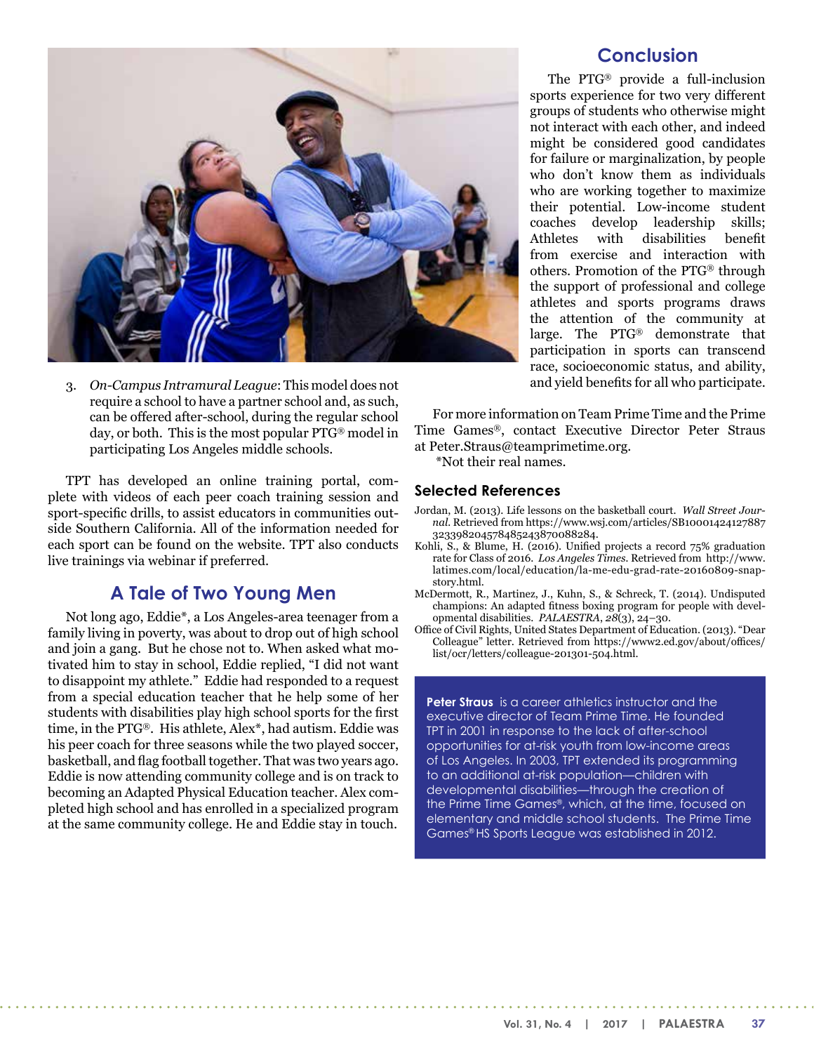3. *On-Campus Intramural League*: This model does not require a school to have a partner school and, as such, can be offered after-school, during the regular school day, or both. This is the most popular PTG® model in participating Los Angeles middle schools.

TPT has developed an online training portal, complete with videos of each peer coach training session and sport-specific drills, to assist educators in communities outside Southern California. All of the information needed for each sport can be found on the website. TPT also conducts live trainings via webinar if preferred.

## A Tale of Two Young Men

Not long ago, Eddie*, a Los Angeles-area teenager from a family living in poverty, was about to drop out of high school and join a gang. But he chose not to. When asked what motivated him to stay in school, Eddie replied, "I did not want to disappoint my athlete." Eddie had responded to a request from a special education teacher that he help some of her students with disabilities play high school sports for the first time, in the PTG®. His athlete, Alex*, had autism. Eddie was his peer coach for three seasons while the two played soccer, basketball, and flag football together. That was two years ago. Eddie is now attending community college and is on track to becoming an Adapted Physical Education teacher. Alex completed high school and has enrolled in a specialized program at the same community college. He and Eddie stay in touch.

## Conclusion

The PTG® provide a full-inclusion sports experience for two very different groups of students who otherwise might not interact with each other, and indeed might be considered good candidates for failure or marginalization, by people who don't know them as individuals who are working together to maximize their potential. Low-income student coaches develop leadership skills; Athletes with disabilities benefit from exercise and interaction with others. Promotion of the PTG® through the support of professional and college athletes and sports programs draws the attention of the community at large. The PTG® demonstrate that participation in sports can transcend race, socioeconomic status, and ability, and yield benefits for all who participate.

For more information on Team Prime Time and the Prime Time Games®, contact Executive Director Peter Straus at Peter.Straus@teamprimetime.org.

*Not their real names.

### Selected References

Jordan, M. (2013). Life lessons on the basketball court. *Wall Street Journal*. Retrieved from https://www.wsj.com/articles/SB10001424127887323398204578485243870088284.

Kohli, S., & Blume, H. (2016). Unified projects a record 75% graduation rate for Class of 2016. *Los Angeles Times*. Retrieved from http://www.latimes.com/local/education/la-me-edu-grad-rate-20160809-snap-story.html.

McDermott, R., Martinez, J., Kuhn, S., & Schreck, T. (2014). Undisputed champions: An adapted fitness boxing program for people with developmental disabilities. *PALAESTRA*, *28*(3), 24–30.

Office of Civil Rights, United States Department of Education. (2013). "Dear Colleague" letter. Retrieved from https://www2.ed.gov/about/offices/list/ocr/letters/colleague-201301-504.html.

**Peter Straus** is a career athletics instructor and the executive director of Team Prime Time. He founded TPT in 2001 in response to the lack of after-school opportunities for at-risk youth from low-income areas of Los Angeles. In 2003, TPT extended its programming to an additional at-risk population—children with developmental disabilities—through the creation of the Prime Time Games®, which, at the time, focused on elementary and middle school students. The Prime Time Games® HS Sports League was established in 2012.